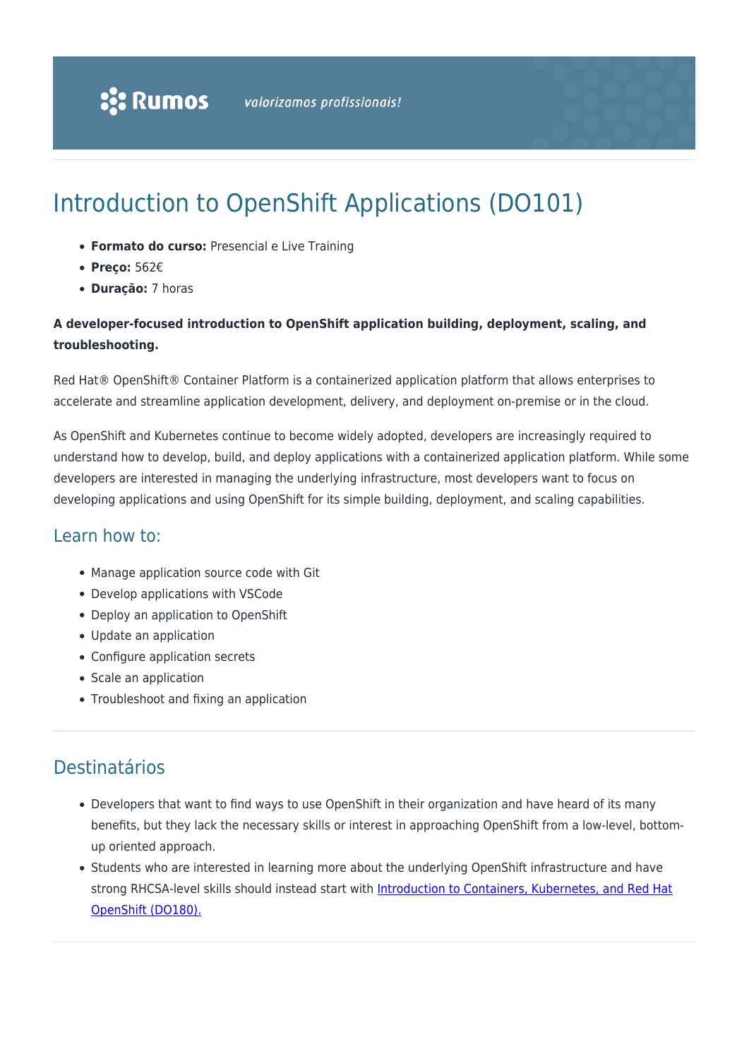# Introduction to OpenShift Applications (DO101)

- **Formato do curso:** Presencial e Live Training
- **Preço:** 562€
- **Duração:** 7 horas

**A developer-focused introduction to OpenShift application building, deployment, scaling, and troubleshooting.**

Red Hat® OpenShift® Container Platform is a containerized application platform that allows enterprises to accelerate and streamline application development, delivery, and deployment on-premise or in the cloud.

As OpenShift and Kubernetes continue to become widely adopted, developers are increasingly required to understand how to develop, build, and deploy applications with a containerized application platform. While some developers are interested in managing the underlying infrastructure, most developers want to focus on developing applications and using OpenShift for its simple building, deployment, and scaling capabilities.

## Learn how to:

- Manage application source code with Git
- Develop applications with VSCode
- Deploy an application to OpenShift
- Update an application
- Configure application secrets
- Scale an application
- Troubleshoot and fixing an application

## Destinatários

- Developers that want to find ways to use OpenShift in their organization and have heard of its many benefits, but they lack the necessary skills or interest in approaching OpenShift from a low-level, bottom-up oriented approach.
- Students who are interested in learning more about the underlying OpenShift infrastructure and have strong RHCSA-level skills should instead start with Introduction to Containers, Kubernetes, and Red Hat OpenShift (DO180).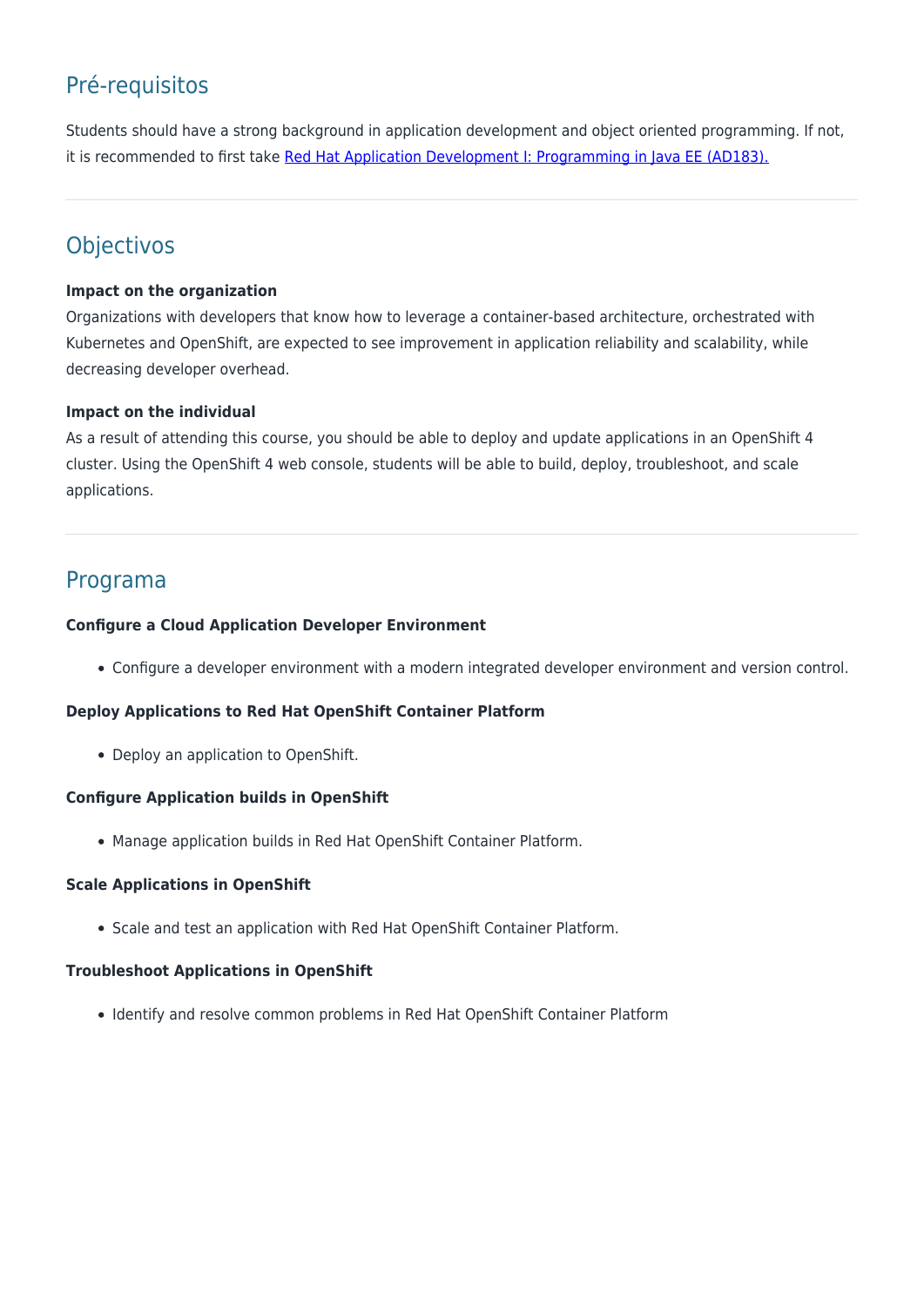## Pré-requisitos

Students should have a strong background in application development and object oriented programming. If not, it is recommended to first take [Red Hat Application Development I: Programming in Java EE (AD183).]()

---

## Objectivos

**Impact on the organization**
Organizations with developers that know how to leverage a container-based architecture, orchestrated with Kubernetes and OpenShift, are expected to see improvement in application reliability and scalability, while decreasing developer overhead.

**Impact on the individual**
As a result of attending this course, you should be able to deploy and update applications in an OpenShift 4 cluster. Using the OpenShift 4 web console, students will be able to build, deploy, troubleshoot, and scale applications.

---

## Programa

**Configure a Cloud Application Developer Environment**

- Configure a developer environment with a modern integrated developer environment and version control.

**Deploy Applications to Red Hat OpenShift Container Platform**

- Deploy an application to OpenShift.

**Configure Application builds in OpenShift**

- Manage application builds in Red Hat OpenShift Container Platform.

**Scale Applications in OpenShift**

- Scale and test an application with Red Hat OpenShift Container Platform.

**Troubleshoot Applications in OpenShift**

- Identify and resolve common problems in Red Hat OpenShift Container Platform